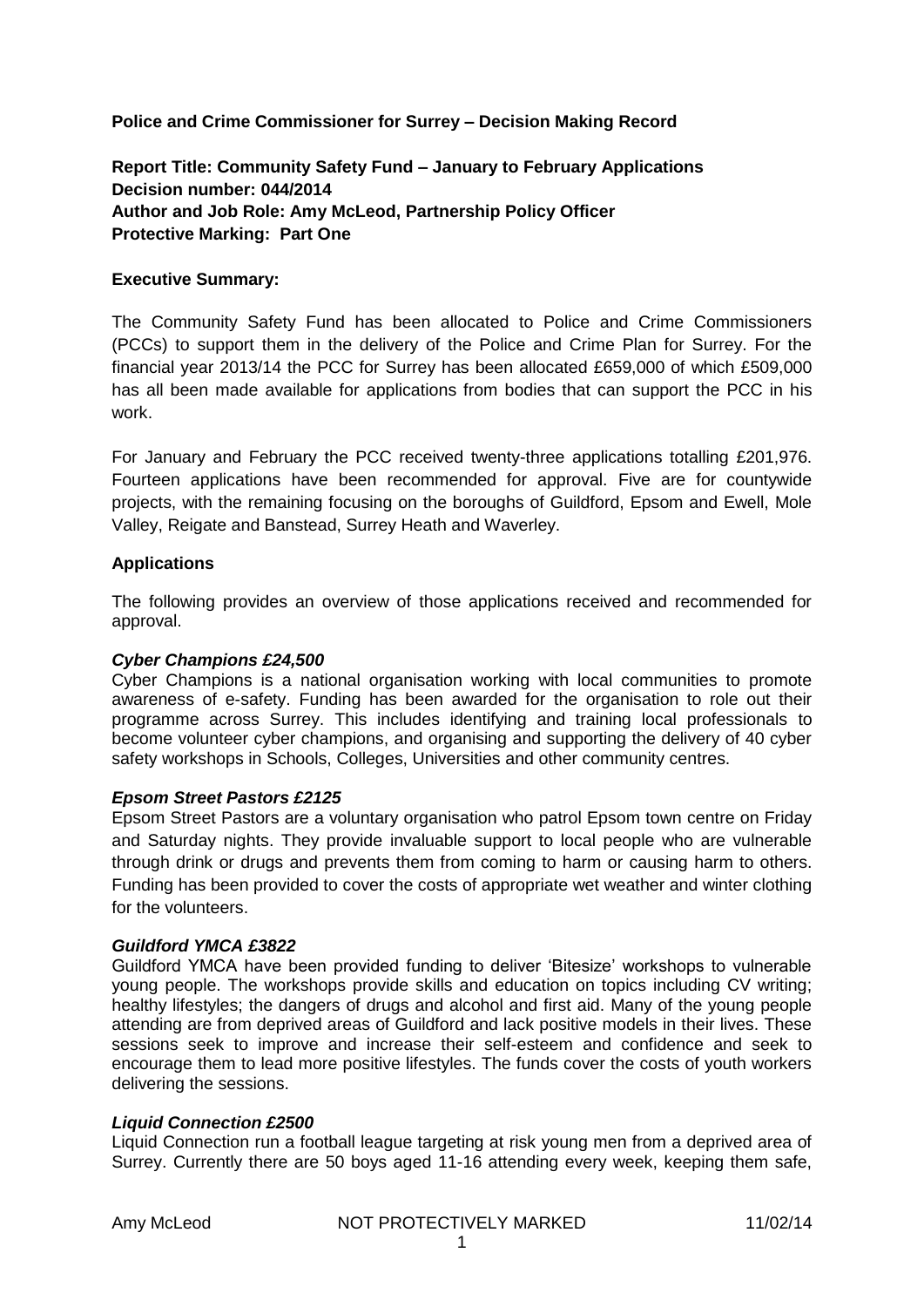**Police and Crime Commissioner for Surrey – Decision Making Record**

**Report Title: Community Safety Fund – January to February Applications**
**Decision number: 044/2014**
**Author and Job Role: Amy McLeod, Partnership Policy Officer**
**Protective Marking: Part One**

**Executive Summary:**

The Community Safety Fund has been allocated to Police and Crime Commissioners (PCCs) to support them in the delivery of the Police and Crime Plan for Surrey. For the financial year 2013/14 the PCC for Surrey has been allocated £659,000 of which £509,000 has all been made available for applications from bodies that can support the PCC in his work.

For January and February the PCC received twenty-three applications totalling £201,976. Fourteen applications have been recommended for approval. Five are for countywide projects, with the remaining focusing on the boroughs of Guildford, Epsom and Ewell, Mole Valley, Reigate and Banstead, Surrey Heath and Waverley.

**Applications**

The following provides an overview of those applications received and recommended for approval.

***Cyber Champions £24,500***
Cyber Champions is a national organisation working with local communities to promote awareness of e-safety. Funding has been awarded for the organisation to role out their programme across Surrey. This includes identifying and training local professionals to become volunteer cyber champions, and organising and supporting the delivery of 40 cyber safety workshops in Schools, Colleges, Universities and other community centres.

***Epsom Street Pastors £2125***
Epsom Street Pastors are a voluntary organisation who patrol Epsom town centre on Friday and Saturday nights. They provide invaluable support to local people who are vulnerable through drink or drugs and prevents them from coming to harm or causing harm to others. Funding has been provided to cover the costs of appropriate wet weather and winter clothing for the volunteers.

***Guildford YMCA £3822***
Guildford YMCA have been provided funding to deliver 'Bitesize' workshops to vulnerable young people. The workshops provide skills and education on topics including CV writing; healthy lifestyles; the dangers of drugs and alcohol and first aid. Many of the young people attending are from deprived areas of Guildford and lack positive models in their lives. These sessions seek to improve and increase their self-esteem and confidence and seek to encourage them to lead more positive lifestyles. The funds cover the costs of youth workers delivering the sessions.

***Liquid Connection £2500***
Liquid Connection run a football league targeting at risk young men from a deprived area of Surrey. Currently there are 50 boys aged 11-16 attending every week, keeping them safe,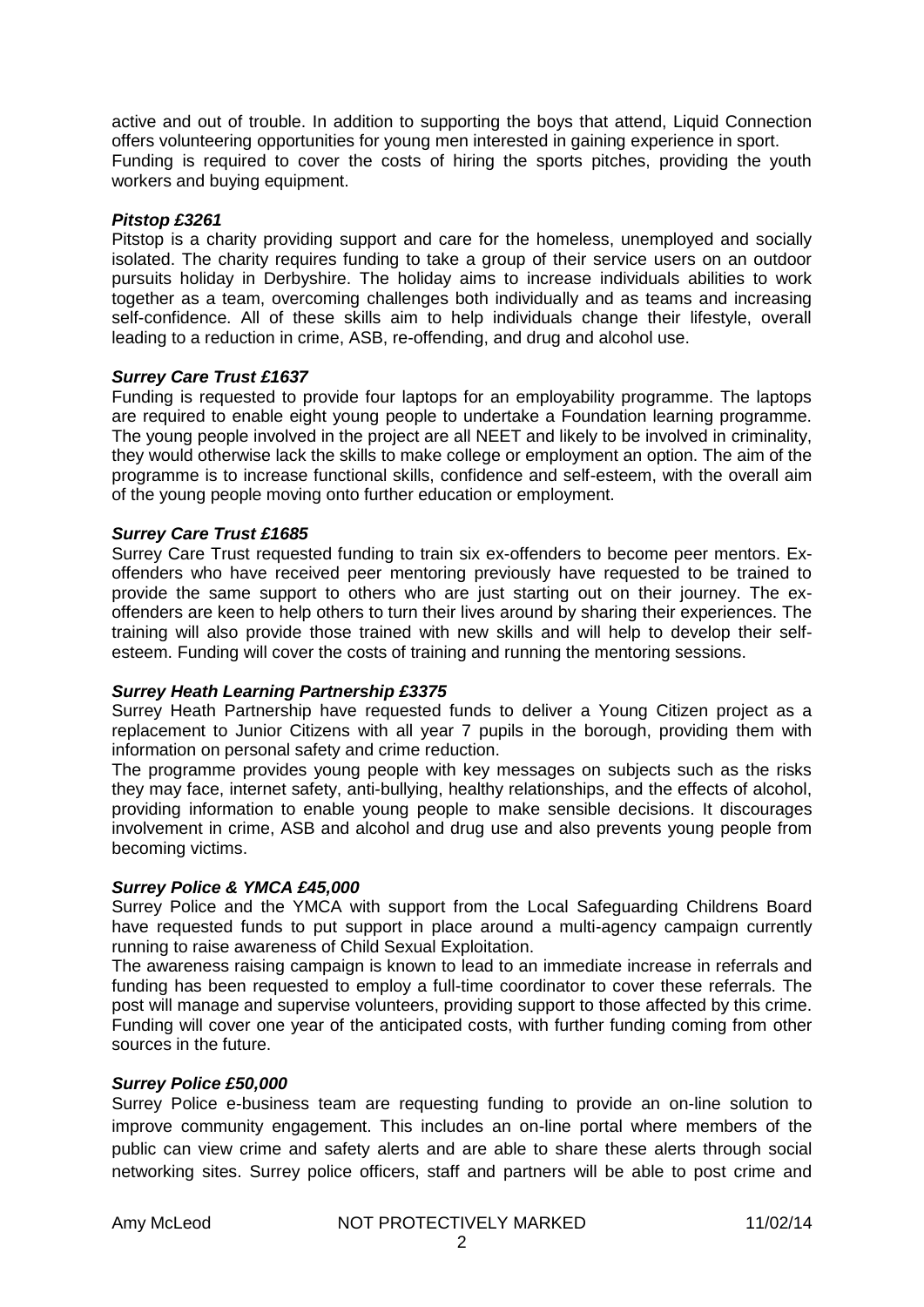active and out of trouble. In addition to supporting the boys that attend, Liquid Connection offers volunteering opportunities for young men interested in gaining experience in sport. Funding is required to cover the costs of hiring the sports pitches, providing the youth workers and buying equipment.

***Pitstop £3261***

Pitstop is a charity providing support and care for the homeless, unemployed and socially isolated. The charity requires funding to take a group of their service users on an outdoor pursuits holiday in Derbyshire. The holiday aims to increase individuals abilities to work together as a team, overcoming challenges both individually and as teams and increasing self-confidence. All of these skills aim to help individuals change their lifestyle, overall leading to a reduction in crime, ASB, re-offending, and drug and alcohol use.

***Surrey Care Trust £1637***

Funding is requested to provide four laptops for an employability programme. The laptops are required to enable eight young people to undertake a Foundation learning programme. The young people involved in the project are all NEET and likely to be involved in criminality, they would otherwise lack the skills to make college or employment an option. The aim of the programme is to increase functional skills, confidence and self-esteem, with the overall aim of the young people moving onto further education or employment.

***Surrey Care Trust £1685***

Surrey Care Trust requested funding to train six ex-offenders to become peer mentors. Ex-offenders who have received peer mentoring previously have requested to be trained to provide the same support to others who are just starting out on their journey. The ex-offenders are keen to help others to turn their lives around by sharing their experiences. The training will also provide those trained with new skills and will help to develop their self-esteem. Funding will cover the costs of training and running the mentoring sessions.

***Surrey Heath Learning Partnership £3375***

Surrey Heath Partnership have requested funds to deliver a Young Citizen project as a replacement to Junior Citizens with all year 7 pupils in the borough, providing them with information on personal safety and crime reduction.

The programme provides young people with key messages on subjects such as the risks they may face, internet safety, anti-bullying, healthy relationships, and the effects of alcohol, providing information to enable young people to make sensible decisions. It discourages involvement in crime, ASB and alcohol and drug use and also prevents young people from becoming victims.

***Surrey Police & YMCA £45,000***

Surrey Police and the YMCA with support from the Local Safeguarding Childrens Board have requested funds to put support in place around a multi-agency campaign currently running to raise awareness of Child Sexual Exploitation.

The awareness raising campaign is known to lead to an immediate increase in referrals and funding has been requested to employ a full-time coordinator to cover these referrals. The post will manage and supervise volunteers, providing support to those affected by this crime. Funding will cover one year of the anticipated costs, with further funding coming from other sources in the future.

***Surrey Police £50,000***

Surrey Police e-business team are requesting funding to provide an on-line solution to improve community engagement. This includes an on-line portal where members of the public can view crime and safety alerts and are able to share these alerts through social networking sites. Surrey police officers, staff and partners will be able to post crime and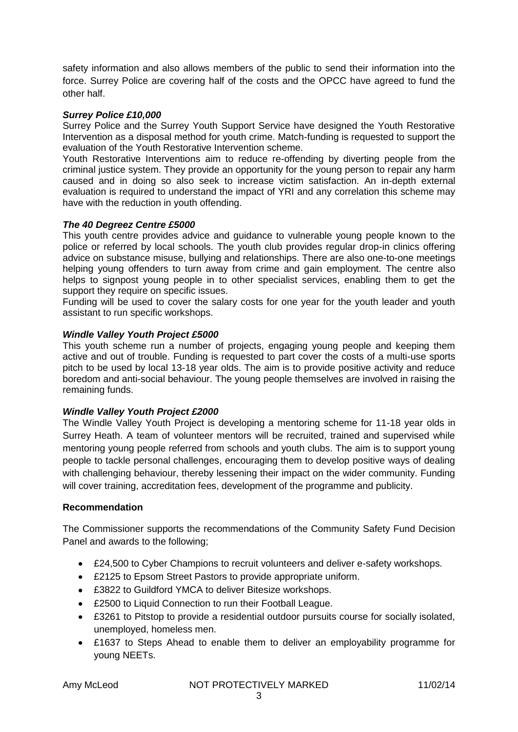safety information and also allows members of the public to send their information into the force. Surrey Police are covering half of the costs and the OPCC have agreed to fund the other half.

***Surrey Police £10,000***

Surrey Police and the Surrey Youth Support Service have designed the Youth Restorative Intervention as a disposal method for youth crime. Match-funding is requested to support the evaluation of the Youth Restorative Intervention scheme.

Youth Restorative Interventions aim to reduce re-offending by diverting people from the criminal justice system. They provide an opportunity for the young person to repair any harm caused and in doing so also seek to increase victim satisfaction. An in-depth external evaluation is required to understand the impact of YRI and any correlation this scheme may have with the reduction in youth offending.

***The 40 Degreez Centre £5000***

This youth centre provides advice and guidance to vulnerable young people known to the police or referred by local schools. The youth club provides regular drop-in clinics offering advice on substance misuse, bullying and relationships. There are also one-to-one meetings helping young offenders to turn away from crime and gain employment. The centre also helps to signpost young people in to other specialist services, enabling them to get the support they require on specific issues.

Funding will be used to cover the salary costs for one year for the youth leader and youth assistant to run specific workshops.

***Windle Valley Youth Project £5000***

This youth scheme run a number of projects, engaging young people and keeping them active and out of trouble. Funding is requested to part cover the costs of a multi-use sports pitch to be used by local 13-18 year olds. The aim is to provide positive activity and reduce boredom and anti-social behaviour. The young people themselves are involved in raising the remaining funds.

***Windle Valley Youth Project £2000***

The Windle Valley Youth Project is developing a mentoring scheme for 11-18 year olds in Surrey Heath. A team of volunteer mentors will be recruited, trained and supervised while mentoring young people referred from schools and youth clubs. The aim is to support young people to tackle personal challenges, encouraging them to develop positive ways of dealing with challenging behaviour, thereby lessening their impact on the wider community. Funding will cover training, accreditation fees, development of the programme and publicity.

**Recommendation**

The Commissioner supports the recommendations of the Community Safety Fund Decision Panel and awards to the following;

- £24,500 to Cyber Champions to recruit volunteers and deliver e-safety workshops.
- £2125 to Epsom Street Pastors to provide appropriate uniform.
- £3822 to Guildford YMCA to deliver Bitesize workshops.
- £2500 to Liquid Connection to run their Football League.
- £3261 to Pitstop to provide a residential outdoor pursuits course for socially isolated, unemployed, homeless men.
- £1637 to Steps Ahead to enable them to deliver an employability programme for young NEETs.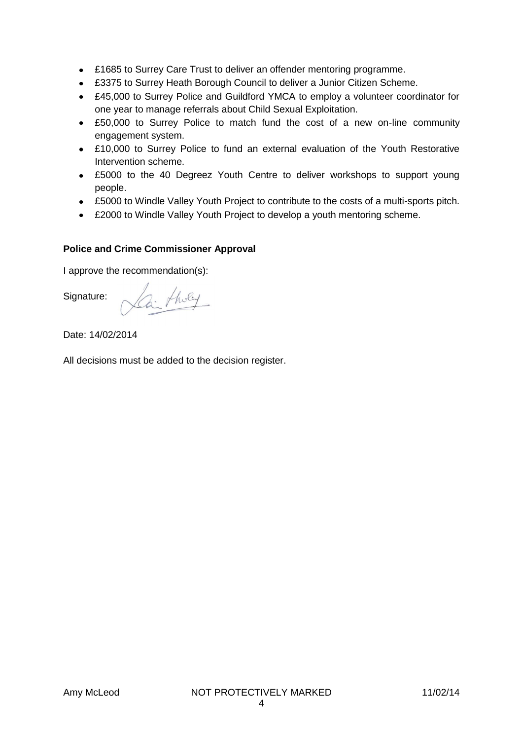- £1685 to Surrey Care Trust to deliver an offender mentoring programme.
- £3375 to Surrey Heath Borough Council to deliver a Junior Citizen Scheme.
- £45,000 to Surrey Police and Guildford YMCA to employ a volunteer coordinator for one year to manage referrals about Child Sexual Exploitation.
- £50,000 to Surrey Police to match fund the cost of a new on-line community engagement system.
- £10,000 to Surrey Police to fund an external evaluation of the Youth Restorative Intervention scheme.
- £5000 to the 40 Degreez Youth Centre to deliver workshops to support young people.
- £5000 to Windle Valley Youth Project to contribute to the costs of a multi-sports pitch.
- £2000 to Windle Valley Youth Project to develop a youth mentoring scheme.

**Police and Crime Commissioner Approval**

I approve the recommendation(s):

Signature:

Date: 14/02/2014

All decisions must be added to the decision register.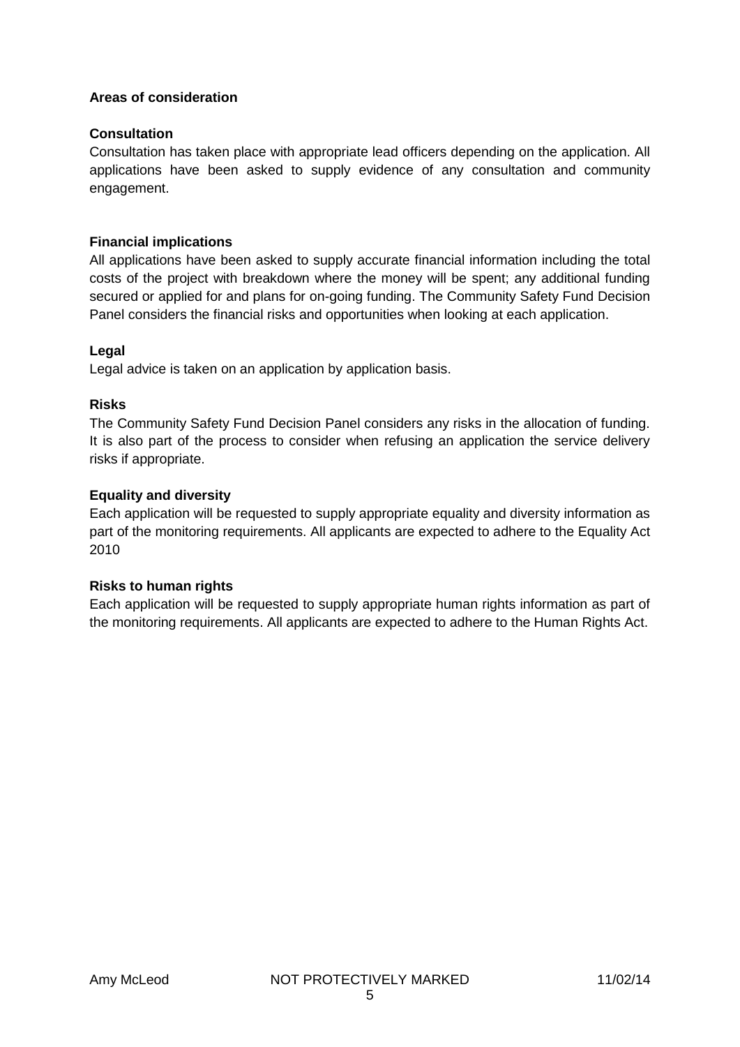**Areas of consideration**

**Consultation**

Consultation has taken place with appropriate lead officers depending on the application. All applications have been asked to supply evidence of any consultation and community engagement.

**Financial implications**

All applications have been asked to supply accurate financial information including the total costs of the project with breakdown where the money will be spent; any additional funding secured or applied for and plans for on-going funding. The Community Safety Fund Decision Panel considers the financial risks and opportunities when looking at each application.

**Legal**

Legal advice is taken on an application by application basis.

**Risks**

The Community Safety Fund Decision Panel considers any risks in the allocation of funding. It is also part of the process to consider when refusing an application the service delivery risks if appropriate.

**Equality and diversity**

Each application will be requested to supply appropriate equality and diversity information as part of the monitoring requirements. All applicants are expected to adhere to the Equality Act 2010

**Risks to human rights**

Each application will be requested to supply appropriate human rights information as part of the monitoring requirements. All applicants are expected to adhere to the Human Rights Act.